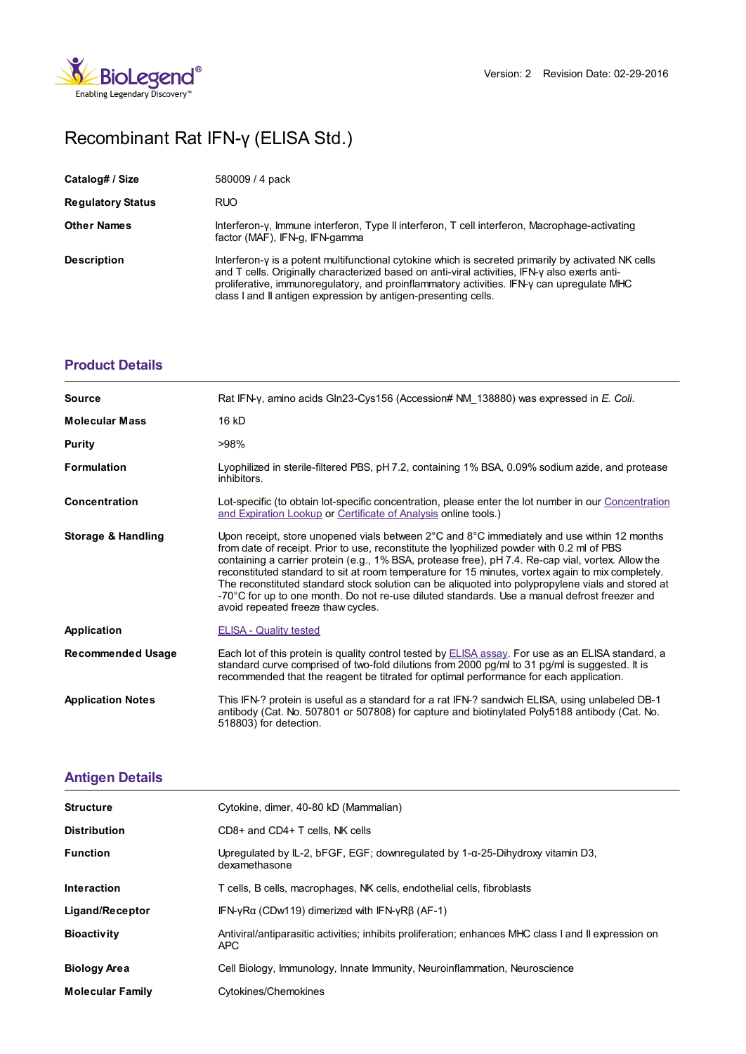Version: 2 Revision Date: 02-29-2016

# Recombinant Rat IFN-γ (ELISA Std.)

| | |
|---|---|
| **Catalog# / Size** | 580009 / 4 pack |
| **Regulatory Status** | RUO |
| **Other Names** | Interferon-γ, Immune interferon, Type II interferon, T cell interferon, Macrophage-activating factor (MAF), IFN-g, IFN-gamma |
| **Description** | Interferon-γ is a potent multifunctional cytokine which is secreted primarily by activated NK cells and T cells. Originally characterized based on anti-viral activities, IFN-γ also exerts anti-proliferative, immunoregulatory, and proinflammatory activities. IFN-γ can upregulate MHC class I and II antigen expression by antigen-presenting cells. |

## Product Details

| | |
|---|---|
| **Source** | Rat IFN-γ, amino acids Gln23-Cys156 (Accession# NM_138880) was expressed in *E. Coli*. |
| **Molecular Mass** | 16 kD |
| **Purity** | >98% |
| **Formulation** | Lyophilized in sterile-filtered PBS, pH 7.2, containing 1% BSA, 0.09% sodium azide, and protease inhibitors. |
| **Concentration** | Lot-specific (to obtain lot-specific concentration, please enter the lot number in our Concentration and Expiration Lookup or Certificate of Analysis online tools.) |
| **Storage & Handling** | Upon receipt, store unopened vials between 2°C and 8°C immediately and use within 12 months from date of receipt. Prior to use, reconstitute the lyophilized powder with 0.2 ml of PBS containing a carrier protein (e.g., 1% BSA, protease free), pH 7.4. Re-cap vial, vortex. Allow the reconstituted standard to sit at room temperature for 15 minutes, vortex again to mix completely. The reconstituted standard stock solution can be aliquoted into polypropylene vials and stored at -70°C for up to one month. Do not re-use diluted standards. Use a manual defrost freezer and avoid repeated freeze thaw cycles. |
| **Application** | ELISA - Quality tested |
| **Recommended Usage** | Each lot of this protein is quality control tested by ELISA assay. For use as an ELISA standard, a standard curve comprised of two-fold dilutions from 2000 pg/ml to 31 pg/ml is suggested. It is recommended that the reagent be titrated for optimal performance for each application. |
| **Application Notes** | This IFN-? protein is useful as a standard for a rat IFN-? sandwich ELISA, using unlabeled DB-1 antibody (Cat. No. 507801 or 507808) for capture and biotinylated Poly5188 antibody (Cat. No. 518803) for detection. |

## Antigen Details

| | |
|---|---|
| **Structure** | Cytokine, dimer, 40-80 kD (Mammalian) |
| **Distribution** | CD8+ and CD4+ T cells, NK cells |
| **Function** | Upregulated by IL-2, bFGF, EGF; downregulated by 1-α-25-Dihydroxy vitamin D3, dexamethasone |
| **Interaction** | T cells, B cells, macrophages, NK cells, endothelial cells, fibroblasts |
| **Ligand/Receptor** | IFN-γRα (CDw119) dimerized with IFN-γRβ (AF-1) |
| **Bioactivity** | Antiviral/antiparasitic activities; inhibits proliferation; enhances MHC class I and II expression on APC |
| **Biology Area** | Cell Biology, Immunology, Innate Immunity, Neuroinflammation, Neuroscience |
| **Molecular Family** | Cytokines/Chemokines |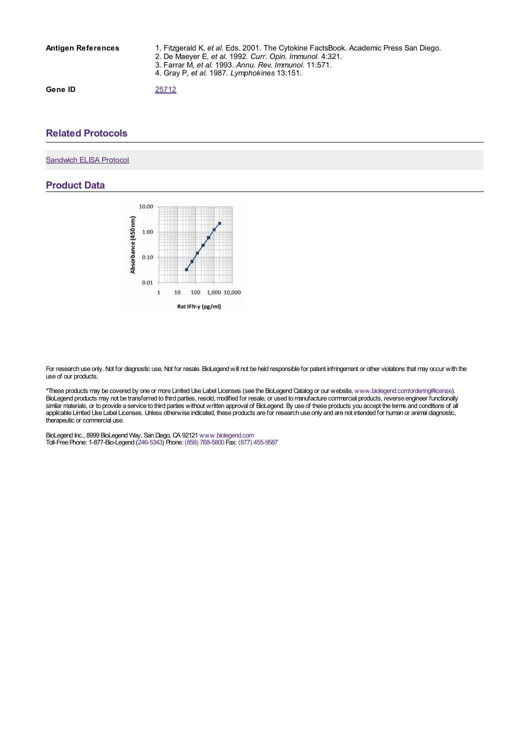**Antigen References**

1. Fitzgerald K, *et al.* Eds. 2001. The Cytokine FactsBook. Academic Press San Diego.
2. De Maeyer E, *et al.* 1992. *Curr. Opin. Immunol.* 4:321.
3. Farrar M, *et al.* 1993. *Annu. Rev. Immunol.* 11:571.
4. Gray P, *et al.* 1987. *Lymphokines* 13:151.

**Gene ID**

25712

## Related Protocols

Sandwich ELISA Protocol

## Product Data

10.00
1.00
0.10
0.01
Absorbance (450nm)
1
10
100
1,000
10,000
Rat IFN-γ (pg/ml)

For research use only. Not for diagnostic use. Not for resale. BioLegend will not be held responsible for patent infringement or other violations that may occur with the use of our products.

*These products may be covered by one or more Limited Use Label Licenses (see the BioLegend Catalog or our website, www.biolegend.com/ordering#license). BioLegend products may not be transferred to third parties, resold, modified for resale, or used to manufacture commercial products, reverse engineer functionally similar materials, or to provide a service to third parties without written approval of BioLegend. By use of these products you accept the terms and conditions of all applicable Limited Use Label Licenses. Unless otherwise indicated, these products are for research use only and are not intended for human or animal diagnostic, therapeutic or commercial use.

BioLegend Inc., 8999 BioLegend Way, San Diego, CA 92121 www.biolegend.com
Toll-Free Phone: 1-877-Bio-Legend (246-5343) Phone: (858) 768-5800 Fax: (877) 455-9587